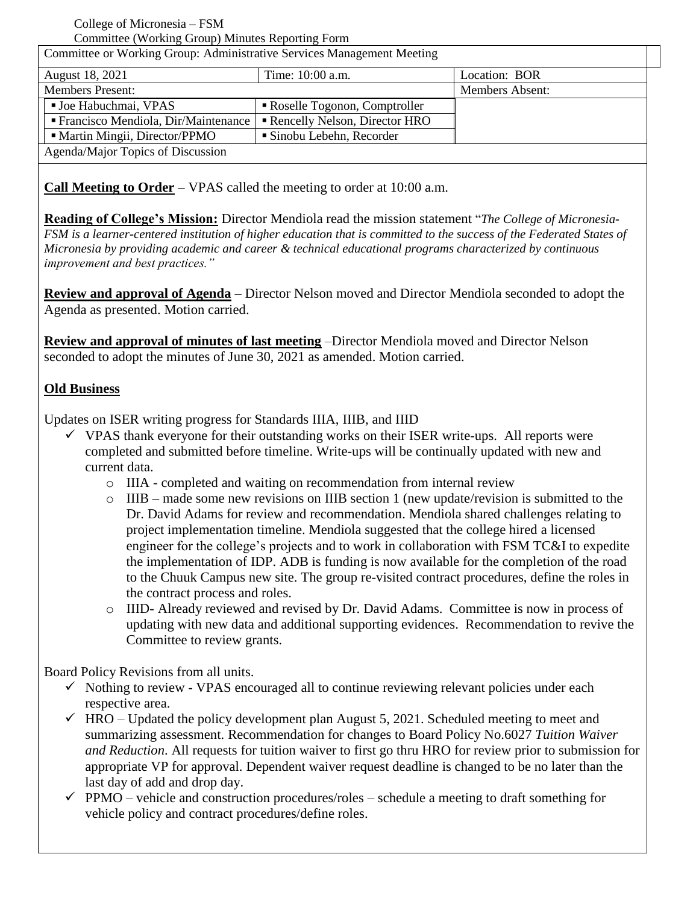College of Micronesia – FSM

Committee (Working Group) Minutes Reporting Form

| Committee or Working Group: Administrative Services Management Meeting | | |
|---|---|---|
| August 18, 2021 | Time: 10:00 a.m. | Location: BOR |
| Members Present: | | Members Absent: |
| ▪ Joe Habuchmai, VPAS | ▪ Roselle Togonon, Comptroller | |
| ▪ Francisco Mendiola, Dir/Maintenance | ▪ Rencelly Nelson, Director HRO | |
| ▪ Martin Mingii, Director/PPMO | ▪ Sinobu Lebehn, Recorder | |
| Agenda/Major Topics of Discussion | | |

**Call Meeting to Order** – VPAS called the meeting to order at 10:00 a.m.

**Reading of College's Mission:** Director Mendiola read the mission statement "*The College of Micronesia-FSM is a learner-centered institution of higher education that is committed to the success of the Federated States of Micronesia by providing academic and career & technical educational programs characterized by continuous improvement and best practices.*"

**Review and approval of Agenda** – Director Nelson moved and Director Mendiola seconded to adopt the Agenda as presented. Motion carried.

**Review and approval of minutes of last meeting** –Director Mendiola moved and Director Nelson seconded to adopt the minutes of June 30, 2021 as amended. Motion carried.

**Old Business**

Updates on ISER writing progress for Standards IIIA, IIIB, and IIID

- ✓ VPAS thank everyone for their outstanding works on their ISER write-ups. All reports were completed and submitted before timeline. Write-ups will be continually updated with new and current data.
  - IIIA - completed and waiting on recommendation from internal review
  - IIIB – made some new revisions on IIIB section 1 (new update/revision is submitted to the Dr. David Adams for review and recommendation. Mendiola shared challenges relating to project implementation timeline. Mendiola suggested that the college hired a licensed engineer for the college's projects and to work in collaboration with FSM TC&I to expedite the implementation of IDP. ADB is funding is now available for the completion of the road to the Chuuk Campus new site. The group re-visited contract procedures, define the roles in the contract process and roles.
  - IIID- Already reviewed and revised by Dr. David Adams. Committee is now in process of updating with new data and additional supporting evidences. Recommendation to revive the Committee to review grants.

Board Policy Revisions from all units.

- ✓ Nothing to review - VPAS encouraged all to continue reviewing relevant policies under each respective area.
- ✓ HRO – Updated the policy development plan August 5, 2021. Scheduled meeting to meet and summarizing assessment. Recommendation for changes to Board Policy No.6027 *Tuition Waiver and Reduction*. All requests for tuition waiver to first go thru HRO for review prior to submission for appropriate VP for approval. Dependent waiver request deadline is changed to be no later than the last day of add and drop day.
- ✓ PPMO – vehicle and construction procedures/roles – schedule a meeting to draft something for vehicle policy and contract procedures/define roles.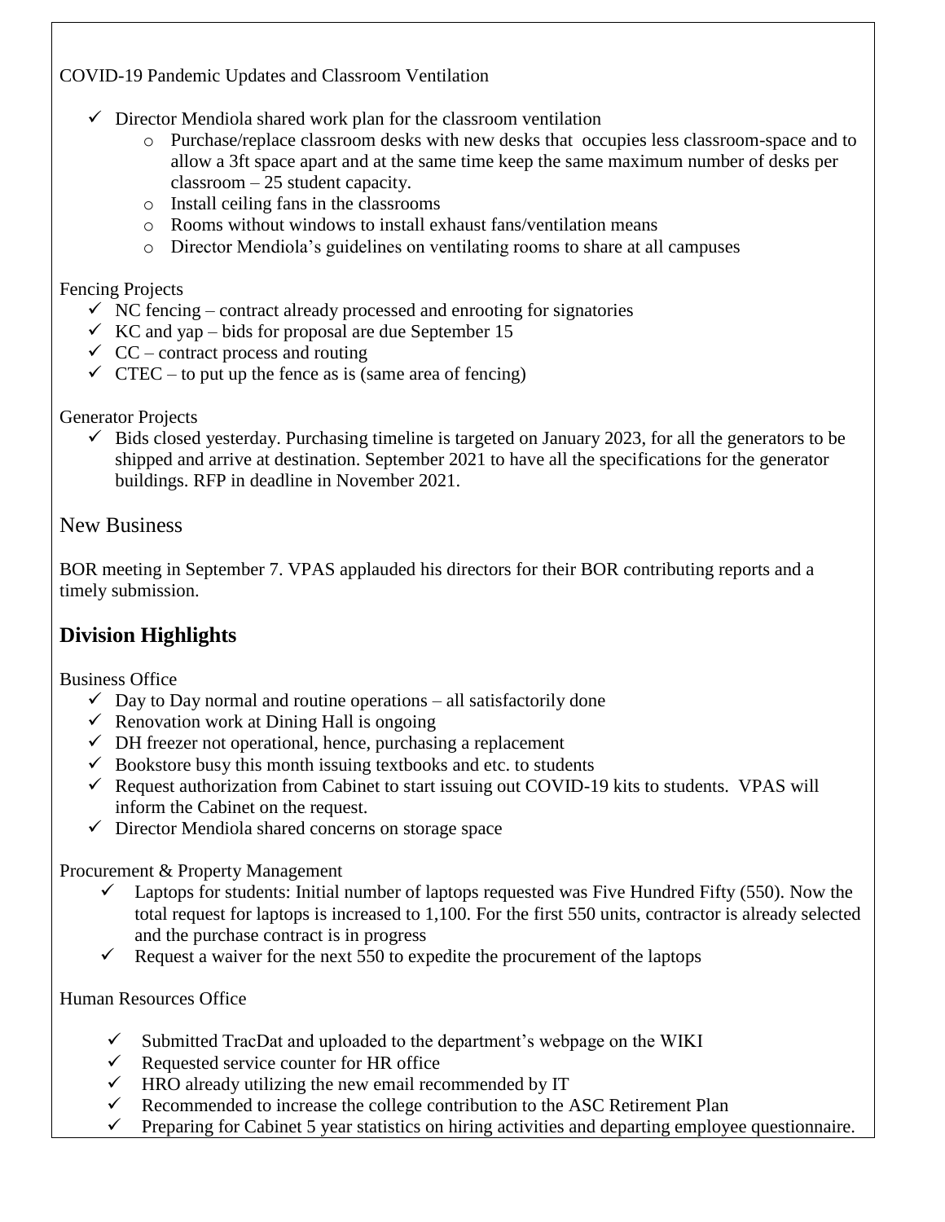COVID-19 Pandemic Updates and Classroom Ventilation

- ✓ Director Mendiola shared work plan for the classroom ventilation
  - Purchase/replace classroom desks with new desks that occupies less classroom-space and to allow a 3ft space apart and at the same time keep the same maximum number of desks per classroom – 25 student capacity.
  - Install ceiling fans in the classrooms
  - Rooms without windows to install exhaust fans/ventilation means
  - Director Mendiola's guidelines on ventilating rooms to share at all campuses

Fencing Projects

- ✓ NC fencing – contract already processed and enrooting for signatories
- ✓ KC and yap – bids for proposal are due September 15
- ✓ CC – contract process and routing
- ✓ CTEC – to put up the fence as is (same area of fencing)

Generator Projects

- ✓ Bids closed yesterday. Purchasing timeline is targeted on January 2023, for all the generators to be shipped and arrive at destination. September 2021 to have all the specifications for the generator buildings. RFP in deadline in November 2021.

## New Business

BOR meeting in September 7. VPAS applauded his directors for their BOR contributing reports and a timely submission.

## **Division Highlights**

Business Office

- ✓ Day to Day normal and routine operations – all satisfactorily done
- ✓ Renovation work at Dining Hall is ongoing
- ✓ DH freezer not operational, hence, purchasing a replacement
- ✓ Bookstore busy this month issuing textbooks and etc. to students
- ✓ Request authorization from Cabinet to start issuing out COVID-19 kits to students. VPAS will inform the Cabinet on the request.
- ✓ Director Mendiola shared concerns on storage space

Procurement & Property Management

- ✓ Laptops for students: Initial number of laptops requested was Five Hundred Fifty (550). Now the total request for laptops is increased to 1,100. For the first 550 units, contractor is already selected and the purchase contract is in progress
- ✓ Request a waiver for the next 550 to expedite the procurement of the laptops

Human Resources Office

- ✓ Submitted TracDat and uploaded to the department's webpage on the WIKI
- ✓ Requested service counter for HR office
- ✓ HRO already utilizing the new email recommended by IT
- ✓ Recommended to increase the college contribution to the ASC Retirement Plan
- ✓ Preparing for Cabinet 5 year statistics on hiring activities and departing employee questionnaire.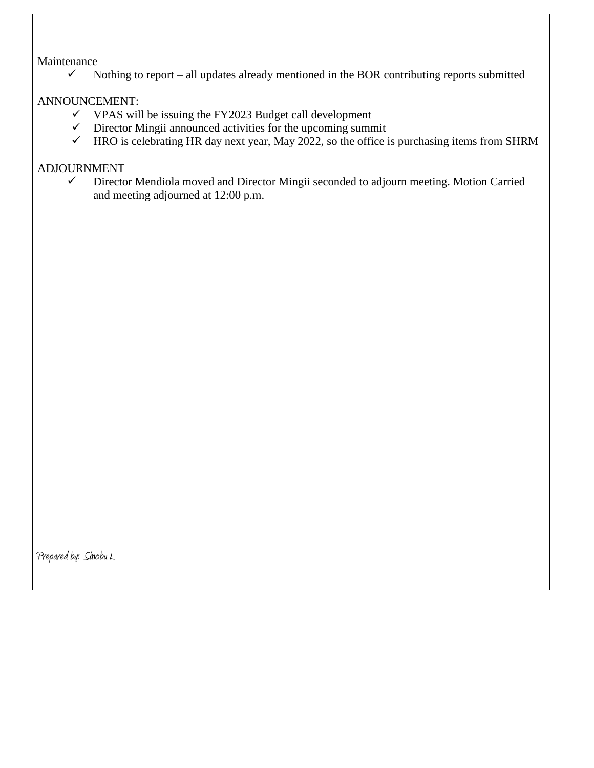Maintenance

- ✓ Nothing to report – all updates already mentioned in the BOR contributing reports submitted

ANNOUNCEMENT:

- ✓ VPAS will be issuing the FY2023 Budget call development
- ✓ Director Mingii announced activities for the upcoming summit
- ✓ HRO is celebrating HR day next year, May 2022, so the office is purchasing items from SHRM

ADJOURNMENT

- ✓ Director Mendiola moved and Director Mingii seconded to adjourn meeting. Motion Carried and meeting adjourned at 12:00 p.m.

*Prepared by: Sinobu L*